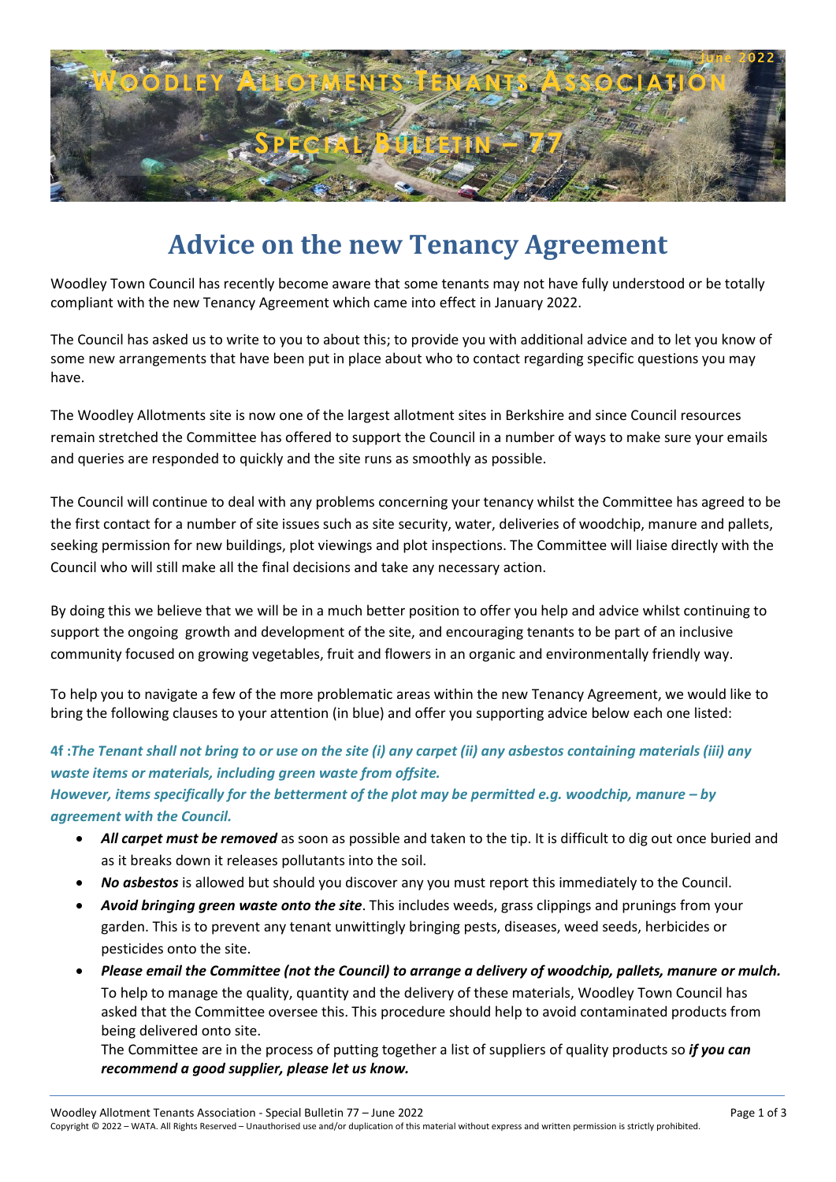June 2022

# Woodley Allotments Tenants Association

## Special Bulletin – 77

# Advice on the new Tenancy Agreement

Woodley Town Council has recently become aware that some tenants may not have fully understood or be totally compliant with the new Tenancy Agreement which came into effect in January 2022.

The Council has asked us to write to you to about this; to provide you with additional advice and to let you know of some new arrangements that have been put in place about who to contact regarding specific questions you may have.

The Woodley Allotments site is now one of the largest allotment sites in Berkshire and since Council resources remain stretched the Committee has offered to support the Council in a number of ways to make sure your emails and queries are responded to quickly and the site runs as smoothly as possible.

The Council will continue to deal with any problems concerning your tenancy whilst the Committee has agreed to be the first contact for a number of site issues such as site security, water, deliveries of woodchip, manure and pallets, seeking permission for new buildings, plot viewings and plot inspections. The Committee will liaise directly with the Council who will still make all the final decisions and take any necessary action.

By doing this we believe that we will be in a much better position to offer you help and advice whilst continuing to support the ongoing growth and development of the site, and encouraging tenants to be part of an inclusive community focused on growing vegetables, fruit and flowers in an organic and environmentally friendly way.

To help you to navigate a few of the more problematic areas within the new Tenancy Agreement, we would like to bring the following clauses to your attention (in blue) and offer you supporting advice below each one listed:

**4f :*The Tenant shall not bring to or use on the site (i) any carpet (ii) any asbestos containing materials (iii) any waste items or materials, including green waste from offsite.***
***However, items specifically for the betterment of the plot may be permitted e.g. woodchip, manure – by agreement with the Council.***

- ***All carpet must be removed*** as soon as possible and taken to the tip. It is difficult to dig out once buried and as it breaks down it releases pollutants into the soil.
- ***No asbestos*** is allowed but should you discover any you must report this immediately to the Council.
- ***Avoid bringing green waste onto the site***. This includes weeds, grass clippings and prunings from your garden. This is to prevent any tenant unwittingly bringing pests, diseases, weed seeds, herbicides or pesticides onto the site.
- ***Please email the Committee (not the Council) to arrange a delivery of woodchip, pallets, manure or mulch.*** To help to manage the quality, quantity and the delivery of these materials, Woodley Town Council has asked that the Committee oversee this. This procedure should help to avoid contaminated products from being delivered onto site.
  The Committee are in the process of putting together a list of suppliers of quality products so ***if you can recommend a good supplier, please let us know.***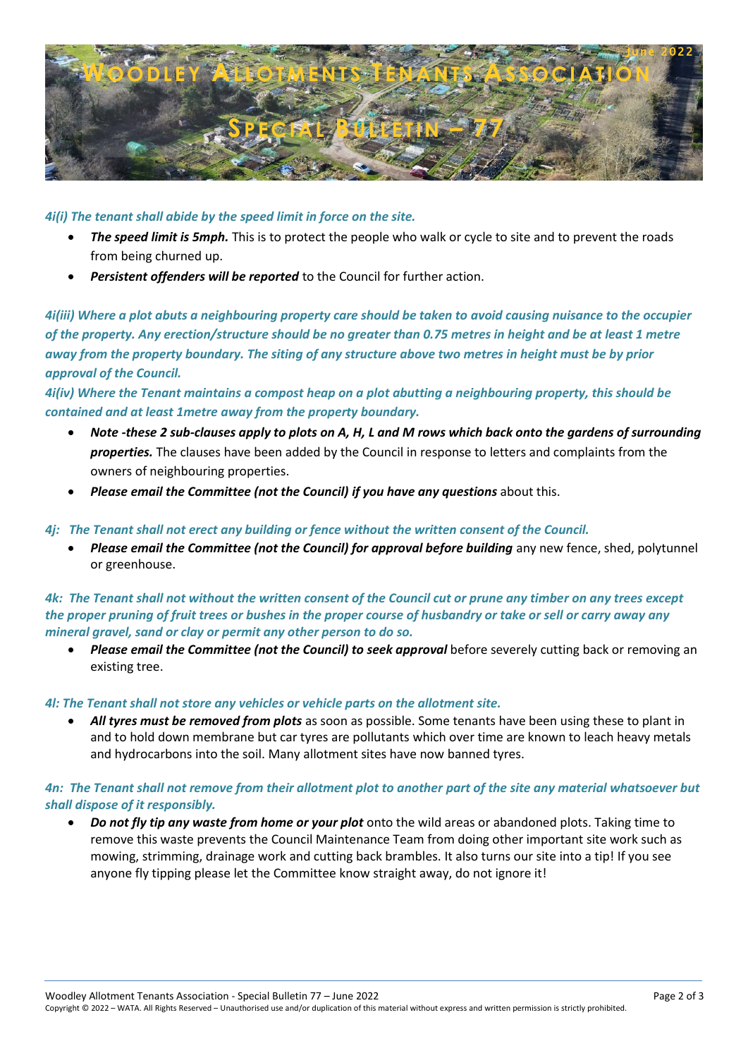# Woodley Allotments Tenants Association

June 2022

## Special Bulletin – 77

***4i(i) The tenant shall abide by the speed limit in force on the site.***

- ***The speed limit is 5mph.*** This is to protect the people who walk or cycle to site and to prevent the roads from being churned up.
- ***Persistent offenders will be reported*** to the Council for further action.

***4i(iii) Where a plot abuts a neighbouring property care should be taken to avoid causing nuisance to the occupier of the property. Any erection/structure should be no greater than 0.75 metres in height and be at least 1 metre away from the property boundary. The siting of any structure above two metres in height must be by prior approval of the Council.***

***4i(iv) Where the Tenant maintains a compost heap on a plot abutting a neighbouring property, this should be contained and at least 1metre away from the property boundary.***

- ***Note -these 2 sub-clauses apply to plots on A, H, L and M rows which back onto the gardens of surrounding properties.*** The clauses have been added by the Council in response to letters and complaints from the owners of neighbouring properties.
- ***Please email the Committee (not the Council) if you have any questions*** about this.

***4j: The Tenant shall not erect any building or fence without the written consent of the Council.***

- ***Please email the Committee (not the Council) for approval before building*** any new fence, shed, polytunnel or greenhouse.

***4k: The Tenant shall not without the written consent of the Council cut or prune any timber on any trees except the proper pruning of fruit trees or bushes in the proper course of husbandry or take or sell or carry away any mineral gravel, sand or clay or permit any other person to do so.***

- ***Please email the Committee (not the Council) to seek approval*** before severely cutting back or removing an existing tree.

***4l: The Tenant shall not store any vehicles or vehicle parts on the allotment site.***

- ***All tyres must be removed from plots*** as soon as possible. Some tenants have been using these to plant in and to hold down membrane but car tyres are pollutants which over time are known to leach heavy metals and hydrocarbons into the soil. Many allotment sites have now banned tyres.

***4n: The Tenant shall not remove from their allotment plot to another part of the site any material whatsoever but shall dispose of it responsibly.***

- ***Do not fly tip any waste from home or your plot*** onto the wild areas or abandoned plots. Taking time to remove this waste prevents the Council Maintenance Team from doing other important site work such as mowing, strimming, drainage work and cutting back brambles. It also turns our site into a tip! If you see anyone fly tipping please let the Committee know straight away, do not ignore it!

Copyright © 2022 – WATA. All Rights Reserved – Unauthorised use and/or duplication of this material without express and written permission is strictly prohibited.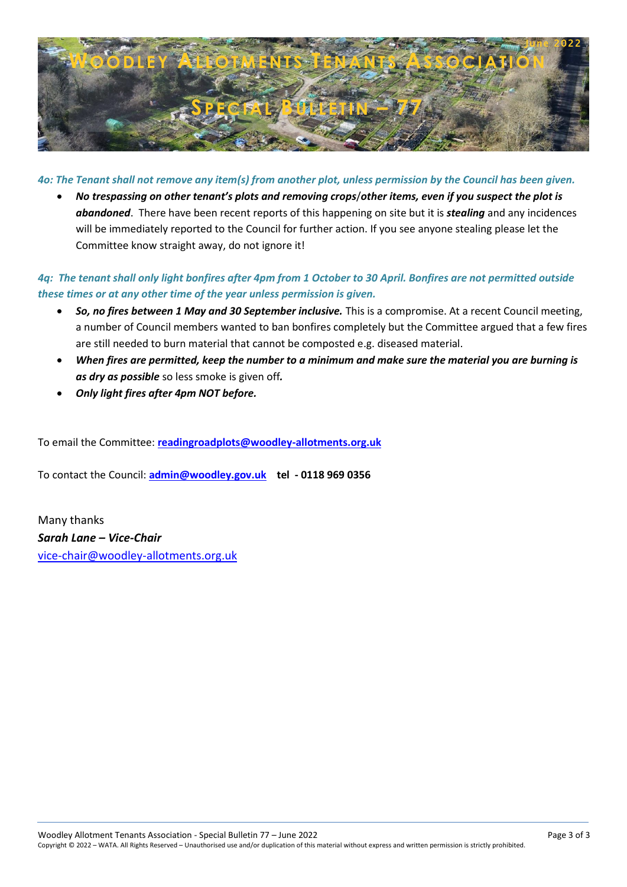# Woodley Allotments Tenants Association

## Special Bulletin – 77

June 2022

***4o: The Tenant shall not remove any item(s) from another plot, unless permission by the Council has been given.***

- ***No trespassing on other tenant's plots and removing crops/other items, even if you suspect the plot is abandoned***. There have been recent reports of this happening on site but it is ***stealing*** and any incidences will be immediately reported to the Council for further action. If you see anyone stealing please let the Committee know straight away, do not ignore it!

***4q: The tenant shall only light bonfires after 4pm from 1 October to 30 April. Bonfires are not permitted outside these times or at any other time of the year unless permission is given.***

- ***So, no fires between 1 May and 30 September inclusive.*** This is a compromise. At a recent Council meeting, a number of Council members wanted to ban bonfires completely but the Committee argued that a few fires are still needed to burn material that cannot be composted e.g. diseased material.
- ***When fires are permitted, keep the number to a minimum and make sure the material you are burning is as dry as possible*** so less smoke is given off***.***
- ***Only light fires after 4pm NOT before.***

To email the Committee: **readingroadplots@woodley-allotments.org.uk**

To contact the Council: **admin@woodley.gov.uk** **tel - 0118 969 0356**

Many thanks

***Sarah Lane – Vice-Chair***

vice-chair@woodley-allotments.org.uk

Copyright © 2022 – WATA. All Rights Reserved – Unauthorised use and/or duplication of this material without express and written permission is strictly prohibited.